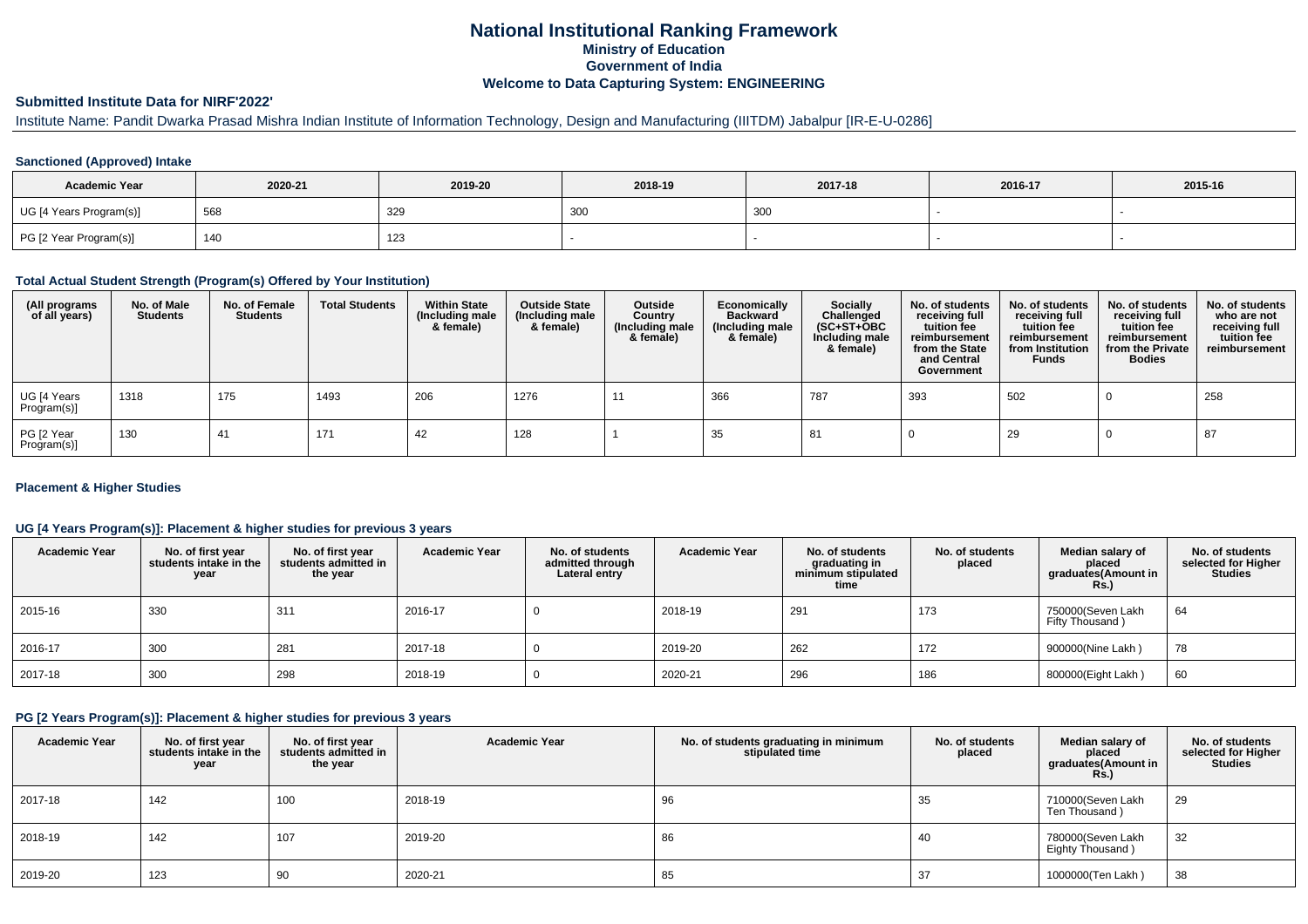# National Institutional Ranking Framework

**Ministry of Education**

**Government of India**

**Welcome to Data Capturing System: ENGINEERING**

## Submitted Institute Data for NIRF'2022'

Institute Name: Pandit Dwarka Prasad Mishra Indian Institute of Information Technology, Design and Manufacturing (IIITDM) Jabalpur [IR-E-U-0286]

### Sanctioned (Approved) Intake

| Academic Year | 2020-21 | 2019-20 | 2018-19 | 2017-18 | 2016-17 | 2015-16 |
|---|---|---|---|---|---|---|
| UG [4 Years Program(s)] | 568 | 329 | 300 | 300 | - | - |
| PG [2 Year Program(s)] | 140 | 123 | - | - | - | - |

### Total Actual Student Strength (Program(s) Offered by Your Institution)

| (All programs of all years) | No. of Male Students | No. of Female Students | Total Students | Within State (Including male & female) | Outside State (Including male & female) | Outside Country (Including male & female) | Economically Backward (Including male & female) | Socially Challenged (SC+ST+OBC Including male & female) | No. of students receiving full tuition fee reimbursement from the State and Central Government | No. of students receiving full tuition fee reimbursement from Institution Funds | No. of students receiving full tuition fee reimbursement from the Private Bodies | No. of students who are not receiving full tuition fee reimbursement |
|---|---|---|---|---|---|---|---|---|---|---|---|---|
| UG [4 Years Program(s)] | 1318 | 175 | 1493 | 206 | 1276 | 11 | 366 | 787 | 393 | 502 | 0 | 258 |
| PG [2 Year Program(s)] | 130 | 41 | 171 | 42 | 128 | 1 | 35 | 81 | 0 | 29 | 0 | 87 |

### Placement & Higher Studies

### UG [4 Years Program(s)]: Placement & higher studies for previous 3 years

| Academic Year | No. of first year students intake in the year | No. of first year students admitted in the year | Academic Year | No. of students admitted through Lateral entry | Academic Year | No. of students graduating in minimum stipulated time | No. of students placed | Median salary of placed graduates(Amount in Rs.) | No. of students selected for Higher Studies |
|---|---|---|---|---|---|---|---|---|---|
| 2015-16 | 330 | 311 | 2016-17 | 0 | 2018-19 | 291 | 173 | 750000(Seven Lakh Fifty Thousand ) | 64 |
| 2016-17 | 300 | 281 | 2017-18 | 0 | 2019-20 | 262 | 172 | 900000(Nine Lakh ) | 78 |
| 2017-18 | 300 | 298 | 2018-19 | 0 | 2020-21 | 296 | 186 | 800000(Eight Lakh ) | 60 |

### PG [2 Years Program(s)]: Placement & higher studies for previous 3 years

| Academic Year | No. of first year students intake in the year | No. of first year students admitted in the year | Academic Year | No. of students graduating in minimum stipulated time | No. of students placed | Median salary of placed graduates(Amount in Rs.) | No. of students selected for Higher Studies |
|---|---|---|---|---|---|---|---|
| 2017-18 | 142 | 100 | 2018-19 | 96 | 35 | 710000(Seven Lakh Ten Thousand ) | 29 |
| 2018-19 | 142 | 107 | 2019-20 | 86 | 40 | 780000(Seven Lakh Eighty Thousand ) | 32 |
| 2019-20 | 123 | 90 | 2020-21 | 85 | 37 | 1000000(Ten Lakh ) | 38 |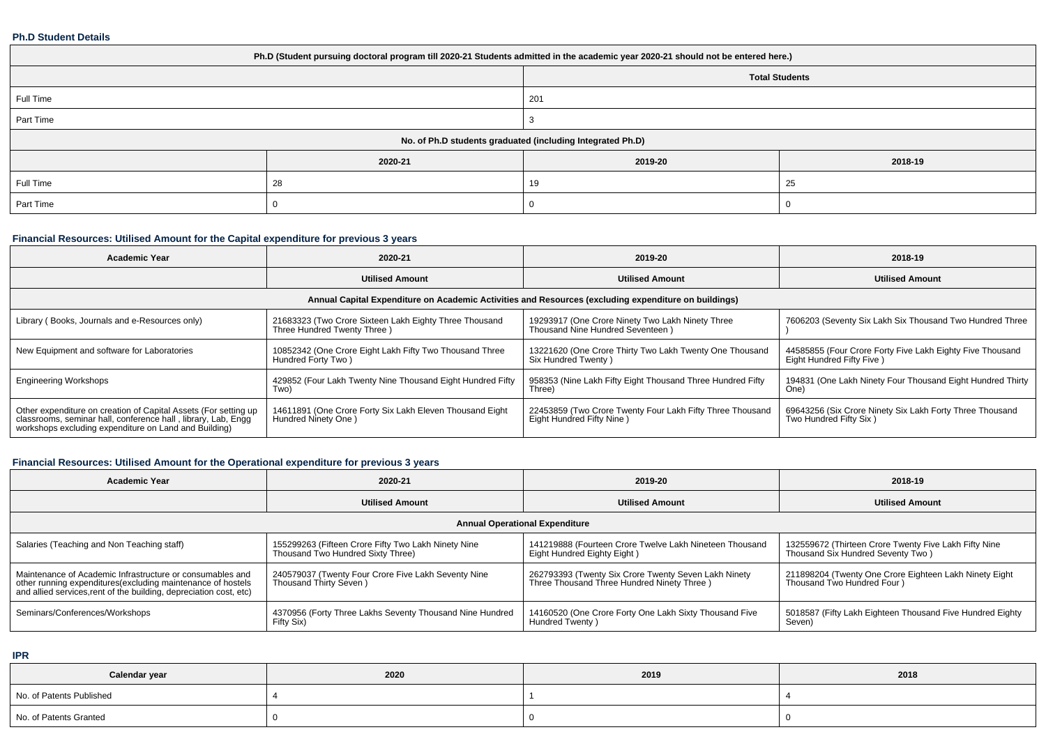### Ph.D Student Details

| Ph.D (Student pursuing doctoral program till 2020-21 Students admitted in the academic year 2020-21 should not be entered here.) | | | |
|---|---|---|---|
| | | Total Students | |
| Full Time | | 201 | |
| Part Time | | 3 | |
| No. of Ph.D students graduated (including Integrated Ph.D) | | | |
| | 2020-21 | 2019-20 | 2018-19 |
| Full Time | 28 | 19 | 25 |
| Part Time | 0 | 0 | 0 |

### Financial Resources: Utilised Amount for the Capital expenditure for previous 3 years

| Academic Year | 2020-21 | 2019-20 | 2018-19 |
|---|---|---|---|
| | Utilised Amount | Utilised Amount | Utilised Amount |
| Annual Capital Expenditure on Academic Activities and Resources (excluding expenditure on buildings) | | | |
| Library ( Books, Journals and e-Resources only) | 21683323 (Two Crore Sixteen Lakh Eighty Three Thousand Three Hundred Twenty Three ) | 19293917 (One Crore Ninety Two Lakh Ninety Three Thousand Nine Hundred Seventeen ) | 7606203 (Seventy Six Lakh Six Thousand Two Hundred Three ) |
| New Equipment and software for Laboratories | 10852342 (One Crore Eight Lakh Fifty Two Thousand Three Hundred Forty Two ) | 13221620 (One Crore Thirty Two Lakh Twenty One Thousand Six Hundred Twenty ) | 44585855 (Four Crore Forty Five Lakh Eighty Five Thousand Eight Hundred Fifty Five ) |
| Engineering Workshops | 429852 (Four Lakh Twenty Nine Thousand Eight Hundred Fifty Two) | 958353 (Nine Lakh Fifty Eight Thousand Three Hundred Fifty Three) | 194831 (One Lakh Ninety Four Thousand Eight Hundred Thirty One) |
| Other expenditure on creation of Capital Assets (For setting up classrooms, seminar hall, conference hall , library, Lab, Engg workshops excluding expenditure on Land and Building) | 14611891 (One Crore Forty Six Lakh Eleven Thousand Eight Hundred Ninety One ) | 22453859 (Two Crore Twenty Four Lakh Fifty Three Thousand Eight Hundred Fifty Nine ) | 69643256 (Six Crore Ninety Six Lakh Forty Three Thousand Two Hundred Fifty Six ) |

### Financial Resources: Utilised Amount for the Operational expenditure for previous 3 years

| Academic Year | 2020-21 | 2019-20 | 2018-19 |
|---|---|---|---|
| | Utilised Amount | Utilised Amount | Utilised Amount |
| Annual Operational Expenditure | | | |
| Salaries (Teaching and Non Teaching staff) | 155299263 (Fifteen Crore Fifty Two Lakh Ninety Nine Thousand Two Hundred Sixty Three) | 141219888 (Fourteen Crore Twelve Lakh Nineteen Thousand Eight Hundred Eighty Eight ) | 132559672 (Thirteen Crore Twenty Five Lakh Fifty Nine Thousand Six Hundred Seventy Two ) |
| Maintenance of Academic Infrastructure or consumables and other running expenditures(excluding maintenance of hostels and allied services,rent of the building, depreciation cost, etc) | 240579037 (Twenty Four Crore Five Lakh Seventy Nine Thousand Thirty Seven ) | 262793393 (Twenty Six Crore Twenty Seven Lakh Ninety Three Thousand Three Hundred Ninety Three ) | 211898204 (Twenty One Crore Eighteen Lakh Ninety Eight Thousand Two Hundred Four ) |
| Seminars/Conferences/Workshops | 4370956 (Forty Three Lakhs Seventy Thousand Nine Hundred Fifty Six) | 14160520 (One Crore Forty One Lakh Sixty Thousand Five Hundred Twenty ) | 5018587 (Fifty Lakh Eighteen Thousand Five Hundred Eighty Seven) |

### IPR

| Calendar year | 2020 | 2019 | 2018 |
|---|---|---|---|
| No. of Patents Published | 4 | 1 | 4 |
| No. of Patents Granted | 0 | 0 | 0 |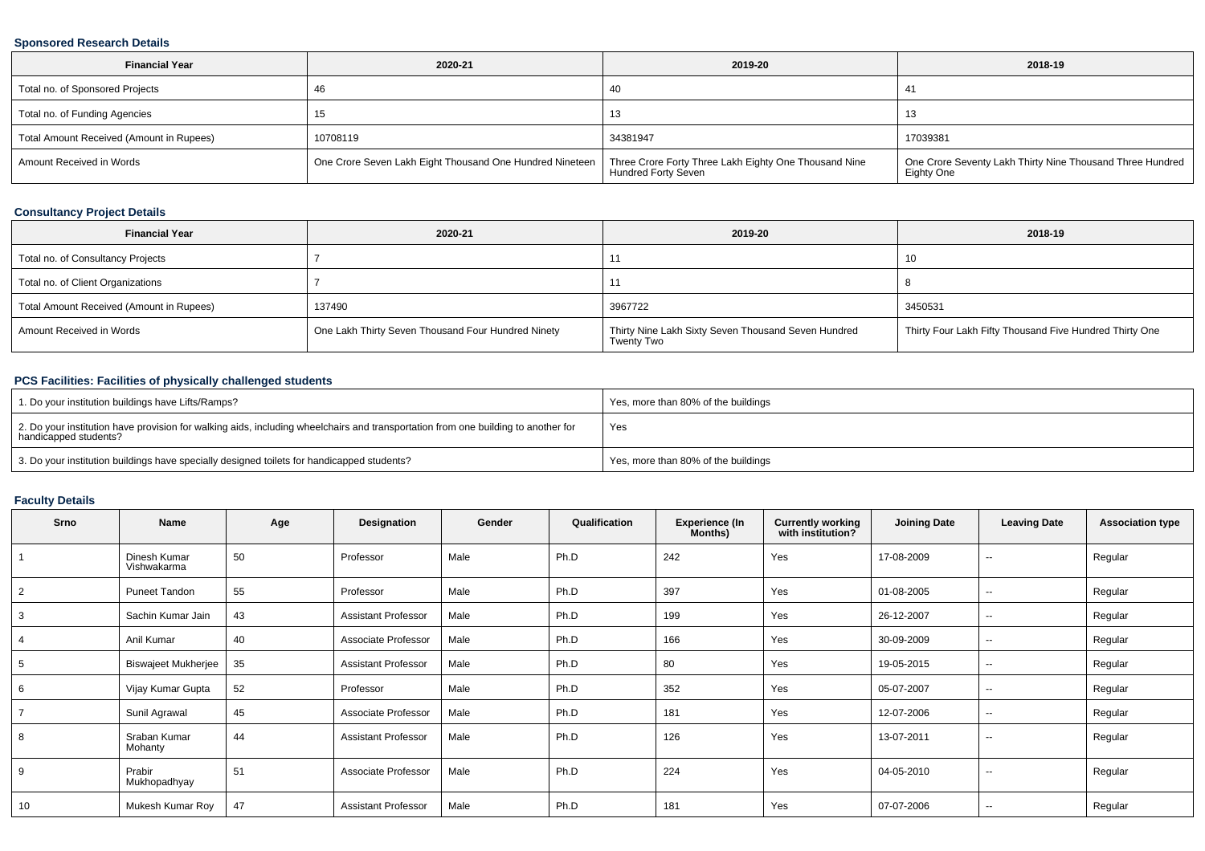### Sponsored Research Details

| Financial Year | 2020-21 | 2019-20 | 2018-19 |
| --- | --- | --- | --- |
| Total no. of Sponsored Projects | 46 | 40 | 41 |
| Total no. of Funding Agencies | 15 | 13 | 13 |
| Total Amount Received (Amount in Rupees) | 10708119 | 34381947 | 17039381 |
| Amount Received in Words | One Crore Seven Lakh Eight Thousand One Hundred Nineteen | Three Crore Forty Three Lakh Eighty One Thousand Nine Hundred Forty Seven | One Crore Seventy Lakh Thirty Nine Thousand Three Hundred Eighty One |

### Consultancy Project Details

| Financial Year | 2020-21 | 2019-20 | 2018-19 |
| --- | --- | --- | --- |
| Total no. of Consultancy Projects | 7 | 11 | 10 |
| Total no. of Client Organizations | 7 | 11 | 8 |
| Total Amount Received (Amount in Rupees) | 137490 | 3967722 | 3450531 |
| Amount Received in Words | One Lakh Thirty Seven Thousand Four Hundred Ninety | Thirty Nine Lakh Sixty Seven Thousand Seven Hundred Twenty Two | Thirty Four Lakh Fifty Thousand Five Hundred Thirty One |

### PCS Facilities: Facilities of physically challenged students

| | |
| --- | --- |
| 1. Do your institution buildings have Lifts/Ramps? | Yes, more than 80% of the buildings |
| 2. Do your institution have provision for walking aids, including wheelchairs and transportation from one building to another for handicapped students? | Yes |
| 3. Do your institution buildings have specially designed toilets for handicapped students? | Yes, more than 80% of the buildings |

### Faculty Details

| Srno | Name | Age | Designation | Gender | Qualification | Experience (In Months) | Currently working with institution? | Joining Date | Leaving Date | Association type |
| --- | --- | --- | --- | --- | --- | --- | --- | --- | --- | --- |
| 1 | Dinesh Kumar Vishwakarma | 50 | Professor | Male | Ph.D | 242 | Yes | 17-08-2009 | -- | Regular |
| 2 | Puneet Tandon | 55 | Professor | Male | Ph.D | 397 | Yes | 01-08-2005 | -- | Regular |
| 3 | Sachin Kumar Jain | 43 | Assistant Professor | Male | Ph.D | 199 | Yes | 26-12-2007 | -- | Regular |
| 4 | Anil Kumar | 40 | Associate Professor | Male | Ph.D | 166 | Yes | 30-09-2009 | -- | Regular |
| 5 | Biswajeet Mukherjee | 35 | Assistant Professor | Male | Ph.D | 80 | Yes | 19-05-2015 | -- | Regular |
| 6 | Vijay Kumar Gupta | 52 | Professor | Male | Ph.D | 352 | Yes | 05-07-2007 | -- | Regular |
| 7 | Sunil Agrawal | 45 | Associate Professor | Male | Ph.D | 181 | Yes | 12-07-2006 | -- | Regular |
| 8 | Sraban Kumar Mohanty | 44 | Assistant Professor | Male | Ph.D | 126 | Yes | 13-07-2011 | -- | Regular |
| 9 | Prabir Mukhopadhyay | 51 | Associate Professor | Male | Ph.D | 224 | Yes | 04-05-2010 | -- | Regular |
| 10 | Mukesh Kumar Roy | 47 | Assistant Professor | Male | Ph.D | 181 | Yes | 07-07-2006 | -- | Regular |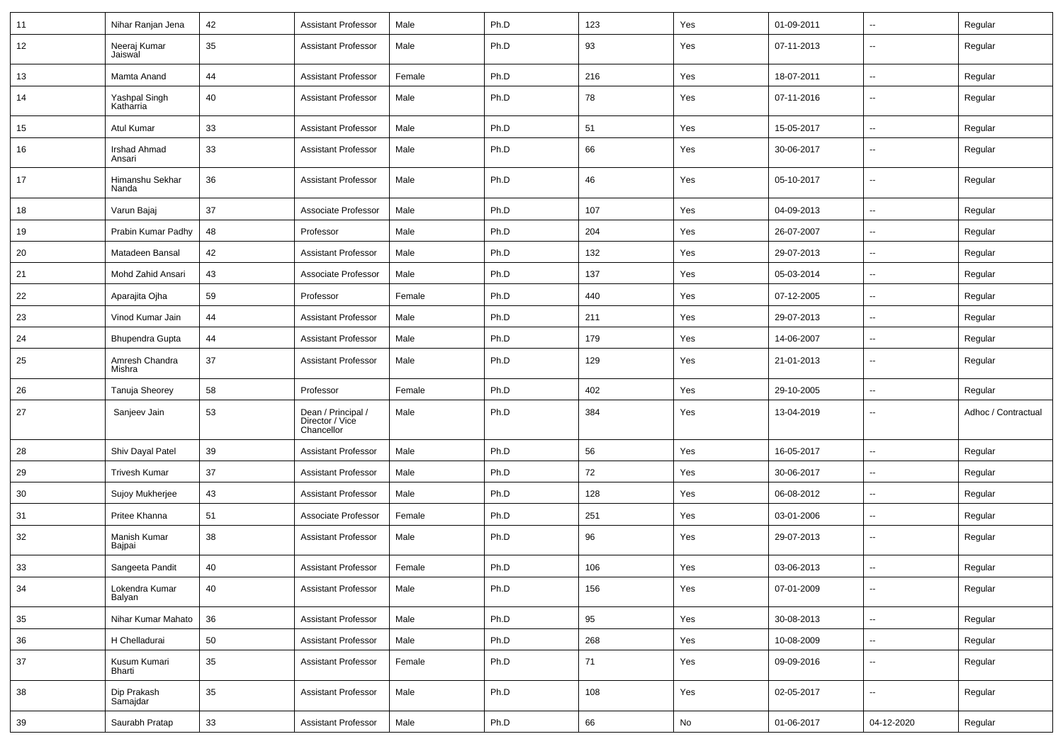| 11 | Nihar Ranjan Jena | 42 | Assistant Professor | Male | Ph.D | 123 | Yes | 01-09-2011 | -- | Regular |
|---|---|---|---|---|---|---|---|---|---|---|
| 12 | Neeraj Kumar Jaiswal | 35 | Assistant Professor | Male | Ph.D | 93 | Yes | 07-11-2013 | -- | Regular |
| 13 | Mamta Anand | 44 | Assistant Professor | Female | Ph.D | 216 | Yes | 18-07-2011 | -- | Regular |
| 14 | Yashpal Singh Katharria | 40 | Assistant Professor | Male | Ph.D | 78 | Yes | 07-11-2016 | -- | Regular |
| 15 | Atul Kumar | 33 | Assistant Professor | Male | Ph.D | 51 | Yes | 15-05-2017 | -- | Regular |
| 16 | Irshad Ahmad Ansari | 33 | Assistant Professor | Male | Ph.D | 66 | Yes | 30-06-2017 | -- | Regular |
| 17 | Himanshu Sekhar Nanda | 36 | Assistant Professor | Male | Ph.D | 46 | Yes | 05-10-2017 | -- | Regular |
| 18 | Varun Bajaj | 37 | Associate Professor | Male | Ph.D | 107 | Yes | 04-09-2013 | -- | Regular |
| 19 | Prabin Kumar Padhy | 48 | Professor | Male | Ph.D | 204 | Yes | 26-07-2007 | -- | Regular |
| 20 | Matadeen Bansal | 42 | Assistant Professor | Male | Ph.D | 132 | Yes | 29-07-2013 | -- | Regular |
| 21 | Mohd Zahid Ansari | 43 | Associate Professor | Male | Ph.D | 137 | Yes | 05-03-2014 | -- | Regular |
| 22 | Aparajita Ojha | 59 | Professor | Female | Ph.D | 440 | Yes | 07-12-2005 | -- | Regular |
| 23 | Vinod Kumar Jain | 44 | Assistant Professor | Male | Ph.D | 211 | Yes | 29-07-2013 | -- | Regular |
| 24 | Bhupendra Gupta | 44 | Assistant Professor | Male | Ph.D | 179 | Yes | 14-06-2007 | -- | Regular |
| 25 | Amresh Chandra Mishra | 37 | Assistant Professor | Male | Ph.D | 129 | Yes | 21-01-2013 | -- | Regular |
| 26 | Tanuja Sheorey | 58 | Professor | Female | Ph.D | 402 | Yes | 29-10-2005 | -- | Regular |
| 27 | Sanjeev Jain | 53 | Dean / Principal / Director / Vice Chancellor | Male | Ph.D | 384 | Yes | 13-04-2019 | -- | Adhoc / Contractual |
| 28 | Shiv Dayal Patel | 39 | Assistant Professor | Male | Ph.D | 56 | Yes | 16-05-2017 | -- | Regular |
| 29 | Trivesh Kumar | 37 | Assistant Professor | Male | Ph.D | 72 | Yes | 30-06-2017 | -- | Regular |
| 30 | Sujoy Mukherjee | 43 | Assistant Professor | Male | Ph.D | 128 | Yes | 06-08-2012 | -- | Regular |
| 31 | Pritee Khanna | 51 | Associate Professor | Female | Ph.D | 251 | Yes | 03-01-2006 | -- | Regular |
| 32 | Manish Kumar Bajpai | 38 | Assistant Professor | Male | Ph.D | 96 | Yes | 29-07-2013 | -- | Regular |
| 33 | Sangeeta Pandit | 40 | Assistant Professor | Female | Ph.D | 106 | Yes | 03-06-2013 | -- | Regular |
| 34 | Lokendra Kumar Balyan | 40 | Assistant Professor | Male | Ph.D | 156 | Yes | 07-01-2009 | -- | Regular |
| 35 | Nihar Kumar Mahato | 36 | Assistant Professor | Male | Ph.D | 95 | Yes | 30-08-2013 | -- | Regular |
| 36 | H Chelladurai | 50 | Assistant Professor | Male | Ph.D | 268 | Yes | 10-08-2009 | -- | Regular |
| 37 | Kusum Kumari Bharti | 35 | Assistant Professor | Female | Ph.D | 71 | Yes | 09-09-2016 | -- | Regular |
| 38 | Dip Prakash Samajdar | 35 | Assistant Professor | Male | Ph.D | 108 | Yes | 02-05-2017 | -- | Regular |
| 39 | Saurabh Pratap | 33 | Assistant Professor | Male | Ph.D | 66 | No | 01-06-2017 | 04-12-2020 | Regular |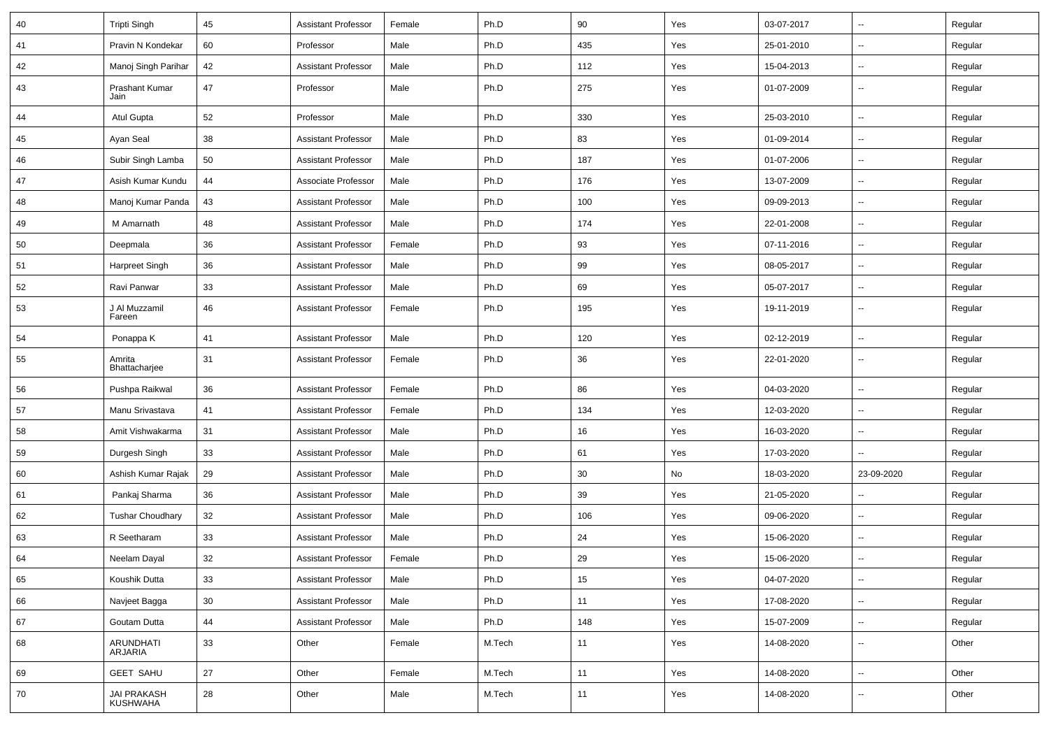| | | | | | | | | | | |
|---|---|---|---|---|---|---|---|---|---|---|
| 40 | Tripti Singh | 45 | Assistant Professor | Female | Ph.D | 90 | Yes | 03-07-2017 | -- | Regular |
| 41 | Pravin N Kondekar | 60 | Professor | Male | Ph.D | 435 | Yes | 25-01-2010 | -- | Regular |
| 42 | Manoj Singh Parihar | 42 | Assistant Professor | Male | Ph.D | 112 | Yes | 15-04-2013 | -- | Regular |
| 43 | Prashant Kumar Jain | 47 | Professor | Male | Ph.D | 275 | Yes | 01-07-2009 | -- | Regular |
| 44 | Atul Gupta | 52 | Professor | Male | Ph.D | 330 | Yes | 25-03-2010 | -- | Regular |
| 45 | Ayan Seal | 38 | Assistant Professor | Male | Ph.D | 83 | Yes | 01-09-2014 | -- | Regular |
| 46 | Subir Singh Lamba | 50 | Assistant Professor | Male | Ph.D | 187 | Yes | 01-07-2006 | -- | Regular |
| 47 | Asish Kumar Kundu | 44 | Associate Professor | Male | Ph.D | 176 | Yes | 13-07-2009 | -- | Regular |
| 48 | Manoj Kumar Panda | 43 | Assistant Professor | Male | Ph.D | 100 | Yes | 09-09-2013 | -- | Regular |
| 49 | M Amarnath | 48 | Assistant Professor | Male | Ph.D | 174 | Yes | 22-01-2008 | -- | Regular |
| 50 | Deepmala | 36 | Assistant Professor | Female | Ph.D | 93 | Yes | 07-11-2016 | -- | Regular |
| 51 | Harpreet Singh | 36 | Assistant Professor | Male | Ph.D | 99 | Yes | 08-05-2017 | -- | Regular |
| 52 | Ravi Panwar | 33 | Assistant Professor | Male | Ph.D | 69 | Yes | 05-07-2017 | -- | Regular |
| 53 | J Al Muzzamil Fareen | 46 | Assistant Professor | Female | Ph.D | 195 | Yes | 19-11-2019 | -- | Regular |
| 54 | Ponappa K | 41 | Assistant Professor | Male | Ph.D | 120 | Yes | 02-12-2019 | -- | Regular |
| 55 | Amrita Bhattacharjee | 31 | Assistant Professor | Female | Ph.D | 36 | Yes | 22-01-2020 | -- | Regular |
| 56 | Pushpa Raikwal | 36 | Assistant Professor | Female | Ph.D | 86 | Yes | 04-03-2020 | -- | Regular |
| 57 | Manu Srivastava | 41 | Assistant Professor | Female | Ph.D | 134 | Yes | 12-03-2020 | -- | Regular |
| 58 | Amit Vishwakarma | 31 | Assistant Professor | Male | Ph.D | 16 | Yes | 16-03-2020 | -- | Regular |
| 59 | Durgesh Singh | 33 | Assistant Professor | Male | Ph.D | 61 | Yes | 17-03-2020 | -- | Regular |
| 60 | Ashish Kumar Rajak | 29 | Assistant Professor | Male | Ph.D | 30 | No | 18-03-2020 | 23-09-2020 | Regular |
| 61 | Pankaj Sharma | 36 | Assistant Professor | Male | Ph.D | 39 | Yes | 21-05-2020 | -- | Regular |
| 62 | Tushar Choudhary | 32 | Assistant Professor | Male | Ph.D | 106 | Yes | 09-06-2020 | -- | Regular |
| 63 | R Seetharam | 33 | Assistant Professor | Male | Ph.D | 24 | Yes | 15-06-2020 | -- | Regular |
| 64 | Neelam Dayal | 32 | Assistant Professor | Female | Ph.D | 29 | Yes | 15-06-2020 | -- | Regular |
| 65 | Koushik Dutta | 33 | Assistant Professor | Male | Ph.D | 15 | Yes | 04-07-2020 | -- | Regular |
| 66 | Navjeet Bagga | 30 | Assistant Professor | Male | Ph.D | 11 | Yes | 17-08-2020 | -- | Regular |
| 67 | Goutam Dutta | 44 | Assistant Professor | Male | Ph.D | 148 | Yes | 15-07-2009 | -- | Regular |
| 68 | ARUNDHATI ARJARIA | 33 | Other | Female | M.Tech | 11 | Yes | 14-08-2020 | -- | Other |
| 69 | GEET SAHU | 27 | Other | Female | M.Tech | 11 | Yes | 14-08-2020 | -- | Other |
| 70 | JAI PRAKASH KUSHWAHA | 28 | Other | Male | M.Tech | 11 | Yes | 14-08-2020 | -- | Other |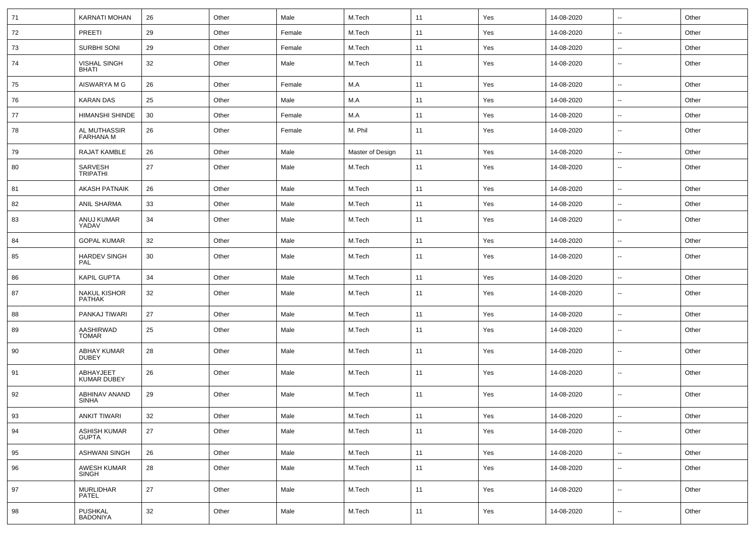| 71 | KARNATI MOHAN | 26 | Other | Male | M.Tech | 11 | Yes | 14-08-2020 | -- | Other |
|---|---|---|---|---|---|---|---|---|---|---|
| 72 | PREETI | 29 | Other | Female | M.Tech | 11 | Yes | 14-08-2020 | -- | Other |
| 73 | SURBHI SONI | 29 | Other | Female | M.Tech | 11 | Yes | 14-08-2020 | -- | Other |
| 74 | VISHAL SINGH BHATI | 32 | Other | Male | M.Tech | 11 | Yes | 14-08-2020 | -- | Other |
| 75 | AISWARYA M G | 26 | Other | Female | M.A | 11 | Yes | 14-08-2020 | -- | Other |
| 76 | KARAN DAS | 25 | Other | Male | M.A | 11 | Yes | 14-08-2020 | -- | Other |
| 77 | HIMANSHI SHINDE | 30 | Other | Female | M.A | 11 | Yes | 14-08-2020 | -- | Other |
| 78 | AL MUTHASSIR FARHANA M | 26 | Other | Female | M. Phil | 11 | Yes | 14-08-2020 | -- | Other |
| 79 | RAJAT KAMBLE | 26 | Other | Male | Master of Design | 11 | Yes | 14-08-2020 | -- | Other |
| 80 | SARVESH TRIPATHI | 27 | Other | Male | M.Tech | 11 | Yes | 14-08-2020 | -- | Other |
| 81 | AKASH PATNAIK | 26 | Other | Male | M.Tech | 11 | Yes | 14-08-2020 | -- | Other |
| 82 | ANIL SHARMA | 33 | Other | Male | M.Tech | 11 | Yes | 14-08-2020 | -- | Other |
| 83 | ANUJ KUMAR YADAV | 34 | Other | Male | M.Tech | 11 | Yes | 14-08-2020 | -- | Other |
| 84 | GOPAL KUMAR | 32 | Other | Male | M.Tech | 11 | Yes | 14-08-2020 | -- | Other |
| 85 | HARDEV SINGH PAL | 30 | Other | Male | M.Tech | 11 | Yes | 14-08-2020 | -- | Other |
| 86 | KAPIL GUPTA | 34 | Other | Male | M.Tech | 11 | Yes | 14-08-2020 | -- | Other |
| 87 | NAKUL KISHOR PATHAK | 32 | Other | Male | M.Tech | 11 | Yes | 14-08-2020 | -- | Other |
| 88 | PANKAJ TIWARI | 27 | Other | Male | M.Tech | 11 | Yes | 14-08-2020 | -- | Other |
| 89 | AASHIRWAD TOMAR | 25 | Other | Male | M.Tech | 11 | Yes | 14-08-2020 | -- | Other |
| 90 | ABHAY KUMAR DUBEY | 28 | Other | Male | M.Tech | 11 | Yes | 14-08-2020 | -- | Other |
| 91 | ABHAYJEET KUMAR DUBEY | 26 | Other | Male | M.Tech | 11 | Yes | 14-08-2020 | -- | Other |
| 92 | ABHINAV ANAND SINHA | 29 | Other | Male | M.Tech | 11 | Yes | 14-08-2020 | -- | Other |
| 93 | ANKIT TIWARI | 32 | Other | Male | M.Tech | 11 | Yes | 14-08-2020 | -- | Other |
| 94 | ASHISH KUMAR GUPTA | 27 | Other | Male | M.Tech | 11 | Yes | 14-08-2020 | -- | Other |
| 95 | ASHWANI SINGH | 26 | Other | Male | M.Tech | 11 | Yes | 14-08-2020 | -- | Other |
| 96 | AWESH KUMAR SINGH | 28 | Other | Male | M.Tech | 11 | Yes | 14-08-2020 | -- | Other |
| 97 | MURLIDHAR PATEL | 27 | Other | Male | M.Tech | 11 | Yes | 14-08-2020 | -- | Other |
| 98 | PUSHKAL BADONIYA | 32 | Other | Male | M.Tech | 11 | Yes | 14-08-2020 | -- | Other |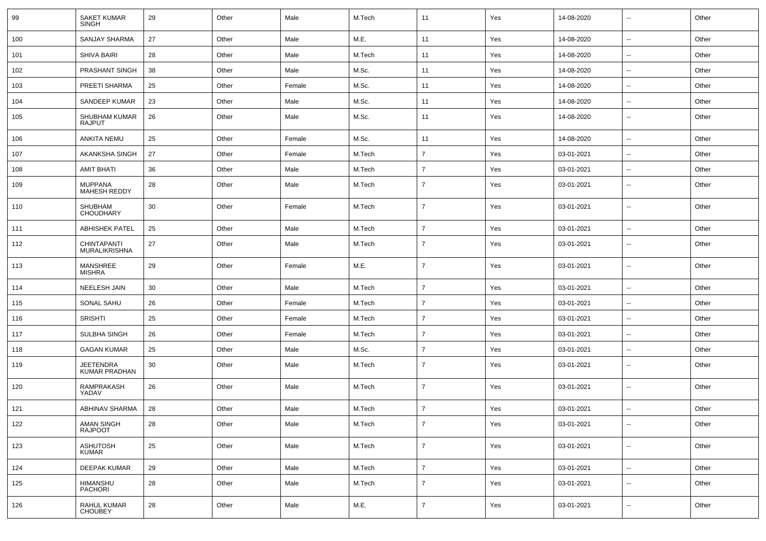| | | | | | | | | | | |
|---|---|---|---|---|---|---|---|---|---|---|
| 99 | SAKET KUMAR SINGH | 29 | Other | Male | M.Tech | 11 | Yes | 14-08-2020 | -- | Other |
| 100 | SANJAY SHARMA | 27 | Other | Male | M.E. | 11 | Yes | 14-08-2020 | -- | Other |
| 101 | SHIVA BAIRI | 28 | Other | Male | M.Tech | 11 | Yes | 14-08-2020 | -- | Other |
| 102 | PRASHANT SINGH | 38 | Other | Male | M.Sc. | 11 | Yes | 14-08-2020 | -- | Other |
| 103 | PREETI SHARMA | 25 | Other | Female | M.Sc. | 11 | Yes | 14-08-2020 | -- | Other |
| 104 | SANDEEP KUMAR | 23 | Other | Male | M.Sc. | 11 | Yes | 14-08-2020 | -- | Other |
| 105 | SHUBHAM KUMAR RAJPUT | 26 | Other | Male | M.Sc. | 11 | Yes | 14-08-2020 | -- | Other |
| 106 | ANKITA NEMU | 25 | Other | Female | M.Sc. | 11 | Yes | 14-08-2020 | -- | Other |
| 107 | AKANKSHA SINGH | 27 | Other | Female | M.Tech | 7 | Yes | 03-01-2021 | -- | Other |
| 108 | AMIT BHATI | 36 | Other | Male | M.Tech | 7 | Yes | 03-01-2021 | -- | Other |
| 109 | MUPPANA MAHESH REDDY | 28 | Other | Male | M.Tech | 7 | Yes | 03-01-2021 | -- | Other |
| 110 | SHUBHAM CHOUDHARY | 30 | Other | Female | M.Tech | 7 | Yes | 03-01-2021 | -- | Other |
| 111 | ABHISHEK PATEL | 25 | Other | Male | M.Tech | 7 | Yes | 03-01-2021 | -- | Other |
| 112 | CHINTAPANTI MURALIKRISHNA | 27 | Other | Male | M.Tech | 7 | Yes | 03-01-2021 | -- | Other |
| 113 | MANSHREE MISHRA | 29 | Other | Female | M.E. | 7 | Yes | 03-01-2021 | -- | Other |
| 114 | NEELESH JAIN | 30 | Other | Male | M.Tech | 7 | Yes | 03-01-2021 | -- | Other |
| 115 | SONAL SAHU | 26 | Other | Female | M.Tech | 7 | Yes | 03-01-2021 | -- | Other |
| 116 | SRISHTI | 25 | Other | Female | M.Tech | 7 | Yes | 03-01-2021 | -- | Other |
| 117 | SULBHA SINGH | 26 | Other | Female | M.Tech | 7 | Yes | 03-01-2021 | -- | Other |
| 118 | GAGAN KUMAR | 25 | Other | Male | M.Sc. | 7 | Yes | 03-01-2021 | -- | Other |
| 119 | JEETENDRA KUMAR PRADHAN | 30 | Other | Male | M.Tech | 7 | Yes | 03-01-2021 | -- | Other |
| 120 | RAMPRAKASH YADAV | 26 | Other | Male | M.Tech | 7 | Yes | 03-01-2021 | -- | Other |
| 121 | ABHINAV SHARMA | 28 | Other | Male | M.Tech | 7 | Yes | 03-01-2021 | -- | Other |
| 122 | AMAN SINGH RAJPOOT | 28 | Other | Male | M.Tech | 7 | Yes | 03-01-2021 | -- | Other |
| 123 | ASHUTOSH KUMAR | 25 | Other | Male | M.Tech | 7 | Yes | 03-01-2021 | -- | Other |
| 124 | DEEPAK KUMAR | 29 | Other | Male | M.Tech | 7 | Yes | 03-01-2021 | -- | Other |
| 125 | HIMANSHU PACHORI | 28 | Other | Male | M.Tech | 7 | Yes | 03-01-2021 | -- | Other |
| 126 | RAHUL KUMAR CHOUBEY | 28 | Other | Male | M.E. | 7 | Yes | 03-01-2021 | -- | Other |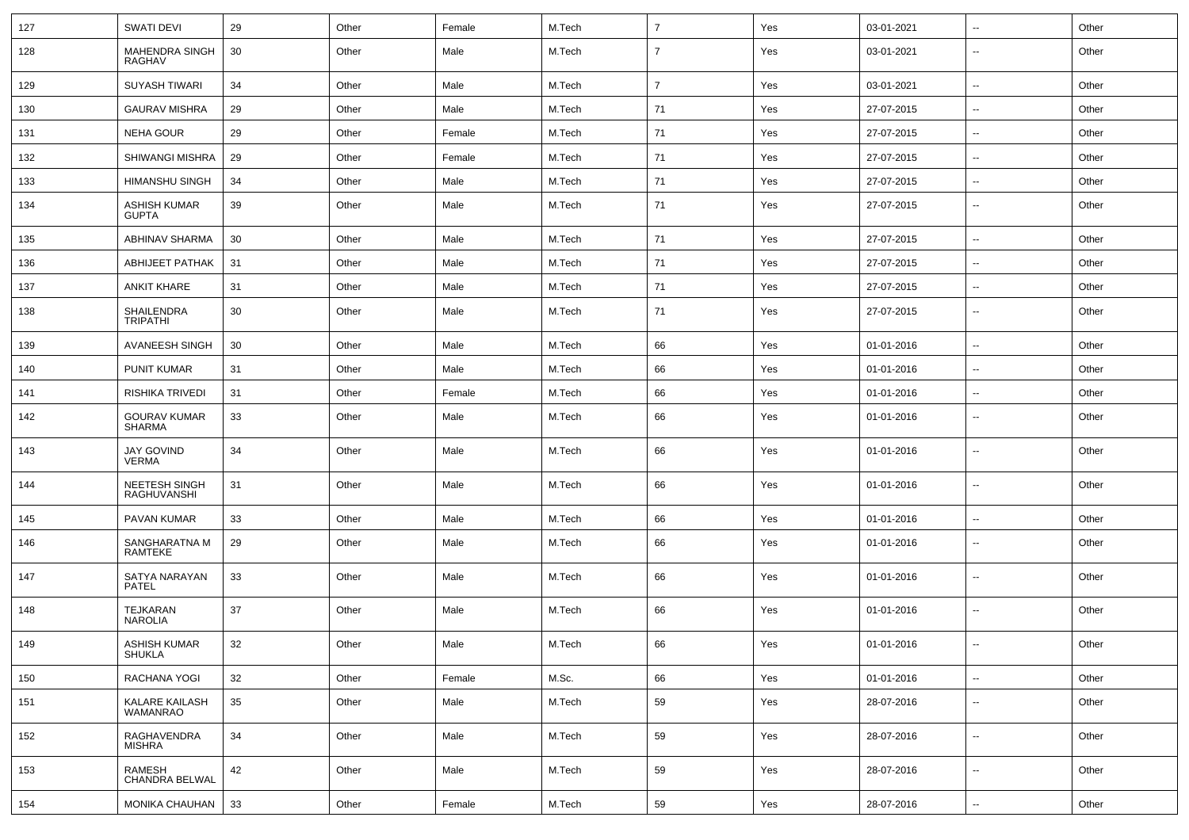| | | | | | | | | | | |
|---|---|---|---|---|---|---|---|---|---|---|
| 127 | SWATI DEVI | 29 | Other | Female | M.Tech | 7 | Yes | 03-01-2021 | -- | Other |
| 128 | MAHENDRA SINGH RAGHAV | 30 | Other | Male | M.Tech | 7 | Yes | 03-01-2021 | -- | Other |
| 129 | SUYASH TIWARI | 34 | Other | Male | M.Tech | 7 | Yes | 03-01-2021 | -- | Other |
| 130 | GAURAV MISHRA | 29 | Other | Male | M.Tech | 71 | Yes | 27-07-2015 | -- | Other |
| 131 | NEHA GOUR | 29 | Other | Female | M.Tech | 71 | Yes | 27-07-2015 | -- | Other |
| 132 | SHIWANGI MISHRA | 29 | Other | Female | M.Tech | 71 | Yes | 27-07-2015 | -- | Other |
| 133 | HIMANSHU SINGH | 34 | Other | Male | M.Tech | 71 | Yes | 27-07-2015 | -- | Other |
| 134 | ASHISH KUMAR GUPTA | 39 | Other | Male | M.Tech | 71 | Yes | 27-07-2015 | -- | Other |
| 135 | ABHINAV SHARMA | 30 | Other | Male | M.Tech | 71 | Yes | 27-07-2015 | -- | Other |
| 136 | ABHIJEET PATHAK | 31 | Other | Male | M.Tech | 71 | Yes | 27-07-2015 | -- | Other |
| 137 | ANKIT KHARE | 31 | Other | Male | M.Tech | 71 | Yes | 27-07-2015 | -- | Other |
| 138 | SHAILENDRA TRIPATHI | 30 | Other | Male | M.Tech | 71 | Yes | 27-07-2015 | -- | Other |
| 139 | AVANEESH SINGH | 30 | Other | Male | M.Tech | 66 | Yes | 01-01-2016 | -- | Other |
| 140 | PUNIT KUMAR | 31 | Other | Male | M.Tech | 66 | Yes | 01-01-2016 | -- | Other |
| 141 | RISHIKA TRIVEDI | 31 | Other | Female | M.Tech | 66 | Yes | 01-01-2016 | -- | Other |
| 142 | GOURAV KUMAR SHARMA | 33 | Other | Male | M.Tech | 66 | Yes | 01-01-2016 | -- | Other |
| 143 | JAY GOVIND VERMA | 34 | Other | Male | M.Tech | 66 | Yes | 01-01-2016 | -- | Other |
| 144 | NEETESH SINGH RAGHUVANSHI | 31 | Other | Male | M.Tech | 66 | Yes | 01-01-2016 | -- | Other |
| 145 | PAVAN KUMAR | 33 | Other | Male | M.Tech | 66 | Yes | 01-01-2016 | -- | Other |
| 146 | SANGHARATNA M RAMTEKE | 29 | Other | Male | M.Tech | 66 | Yes | 01-01-2016 | -- | Other |
| 147 | SATYA NARAYAN PATEL | 33 | Other | Male | M.Tech | 66 | Yes | 01-01-2016 | -- | Other |
| 148 | TEJKARAN NAROLIA | 37 | Other | Male | M.Tech | 66 | Yes | 01-01-2016 | -- | Other |
| 149 | ASHISH KUMAR SHUKLA | 32 | Other | Male | M.Tech | 66 | Yes | 01-01-2016 | -- | Other |
| 150 | RACHANA YOGI | 32 | Other | Female | M.Sc. | 66 | Yes | 01-01-2016 | -- | Other |
| 151 | KALARE KAILASH WAMANRAO | 35 | Other | Male | M.Tech | 59 | Yes | 28-07-2016 | -- | Other |
| 152 | RAGHAVENDRA MISHRA | 34 | Other | Male | M.Tech | 59 | Yes | 28-07-2016 | -- | Other |
| 153 | RAMESH CHANDRA BELWAL | 42 | Other | Male | M.Tech | 59 | Yes | 28-07-2016 | -- | Other |
| 154 | MONIKA CHAUHAN | 33 | Other | Female | M.Tech | 59 | Yes | 28-07-2016 | -- | Other |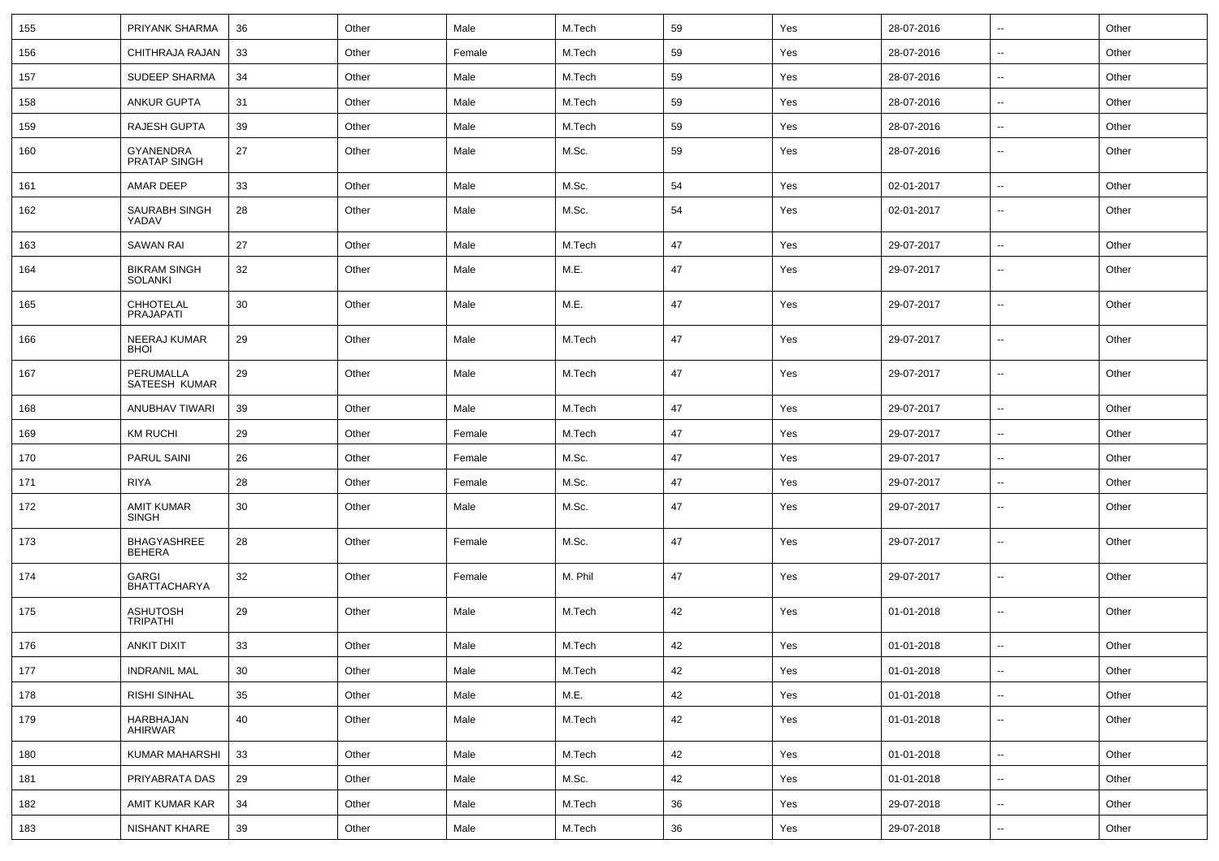| | | | | | | | | | | |
|---|---|---|---|---|---|---|---|---|---|---|
| 155 | PRIYANK SHARMA | 36 | Other | Male | M.Tech | 59 | Yes | 28-07-2016 | -- | Other |
| 156 | CHITHRAJA RAJAN | 33 | Other | Female | M.Tech | 59 | Yes | 28-07-2016 | -- | Other |
| 157 | SUDEEP SHARMA | 34 | Other | Male | M.Tech | 59 | Yes | 28-07-2016 | -- | Other |
| 158 | ANKUR GUPTA | 31 | Other | Male | M.Tech | 59 | Yes | 28-07-2016 | -- | Other |
| 159 | RAJESH GUPTA | 39 | Other | Male | M.Tech | 59 | Yes | 28-07-2016 | -- | Other |
| 160 | GYANENDRA PRATAP SINGH | 27 | Other | Male | M.Sc. | 59 | Yes | 28-07-2016 | -- | Other |
| 161 | AMAR DEEP | 33 | Other | Male | M.Sc. | 54 | Yes | 02-01-2017 | -- | Other |
| 162 | SAURABH SINGH YADAV | 28 | Other | Male | M.Sc. | 54 | Yes | 02-01-2017 | -- | Other |
| 163 | SAWAN RAI | 27 | Other | Male | M.Tech | 47 | Yes | 29-07-2017 | -- | Other |
| 164 | BIKRAM SINGH SOLANKI | 32 | Other | Male | M.E. | 47 | Yes | 29-07-2017 | -- | Other |
| 165 | CHHOTELAL PRAJAPATI | 30 | Other | Male | M.E. | 47 | Yes | 29-07-2017 | -- | Other |
| 166 | NEERAJ KUMAR BHOI | 29 | Other | Male | M.Tech | 47 | Yes | 29-07-2017 | -- | Other |
| 167 | PERUMALLA SATEESH KUMAR | 29 | Other | Male | M.Tech | 47 | Yes | 29-07-2017 | -- | Other |
| 168 | ANUBHAV TIWARI | 39 | Other | Male | M.Tech | 47 | Yes | 29-07-2017 | -- | Other |
| 169 | KM RUCHI | 29 | Other | Female | M.Tech | 47 | Yes | 29-07-2017 | -- | Other |
| 170 | PARUL SAINI | 26 | Other | Female | M.Sc. | 47 | Yes | 29-07-2017 | -- | Other |
| 171 | RIYA | 28 | Other | Female | M.Sc. | 47 | Yes | 29-07-2017 | -- | Other |
| 172 | AMIT KUMAR SINGH | 30 | Other | Male | M.Sc. | 47 | Yes | 29-07-2017 | -- | Other |
| 173 | BHAGYASHREE BEHERA | 28 | Other | Female | M.Sc. | 47 | Yes | 29-07-2017 | -- | Other |
| 174 | GARGI BHATTACHARYA | 32 | Other | Female | M. Phil | 47 | Yes | 29-07-2017 | -- | Other |
| 175 | ASHUTOSH TRIPATHI | 29 | Other | Male | M.Tech | 42 | Yes | 01-01-2018 | -- | Other |
| 176 | ANKIT DIXIT | 33 | Other | Male | M.Tech | 42 | Yes | 01-01-2018 | -- | Other |
| 177 | INDRANIL MAL | 30 | Other | Male | M.Tech | 42 | Yes | 01-01-2018 | -- | Other |
| 178 | RISHI SINHAL | 35 | Other | Male | M.E. | 42 | Yes | 01-01-2018 | -- | Other |
| 179 | HARBHAJAN AHIRWAR | 40 | Other | Male | M.Tech | 42 | Yes | 01-01-2018 | -- | Other |
| 180 | KUMAR MAHARSHI | 33 | Other | Male | M.Tech | 42 | Yes | 01-01-2018 | -- | Other |
| 181 | PRIYABRATA DAS | 29 | Other | Male | M.Sc. | 42 | Yes | 01-01-2018 | -- | Other |
| 182 | AMIT KUMAR KAR | 34 | Other | Male | M.Tech | 36 | Yes | 29-07-2018 | -- | Other |
| 183 | NISHANT KHARE | 39 | Other | Male | M.Tech | 36 | Yes | 29-07-2018 | -- | Other |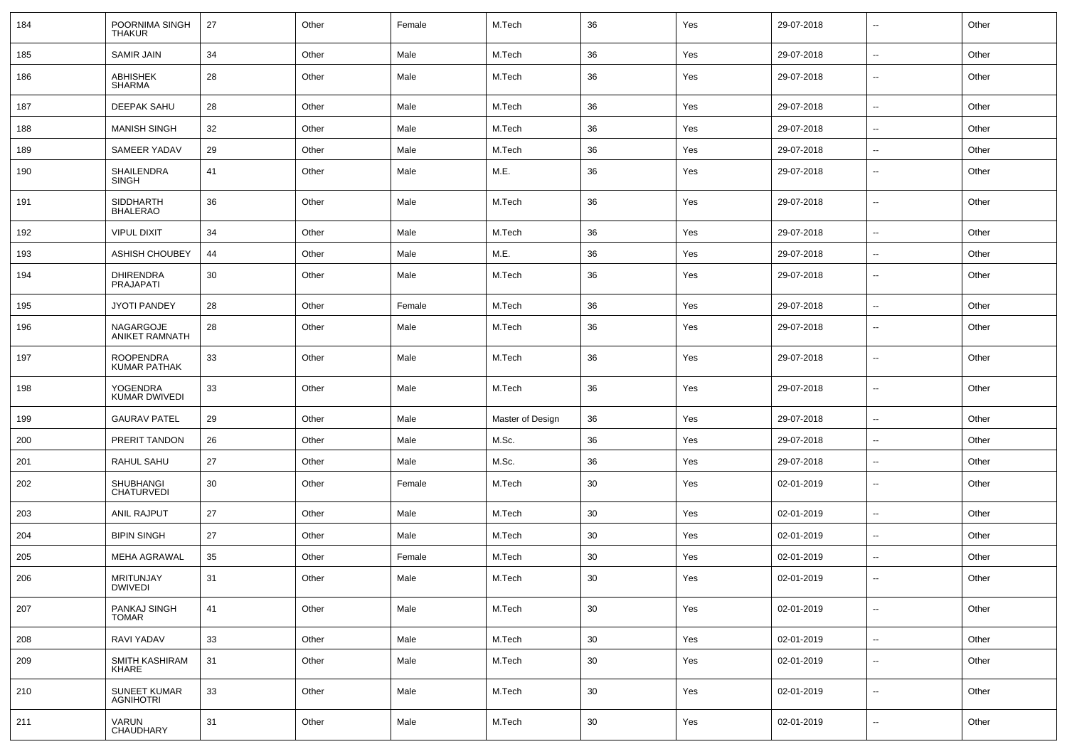| 184 | POORNIMA SINGH THAKUR | 27 | Other | Female | M.Tech | 36 | Yes | 29-07-2018 | -- | Other |
|---|---|---|---|---|---|---|---|---|---|---|
| 185 | SAMIR JAIN | 34 | Other | Male | M.Tech | 36 | Yes | 29-07-2018 | -- | Other |
| 186 | ABHISHEK SHARMA | 28 | Other | Male | M.Tech | 36 | Yes | 29-07-2018 | -- | Other |
| 187 | DEEPAK SAHU | 28 | Other | Male | M.Tech | 36 | Yes | 29-07-2018 | -- | Other |
| 188 | MANISH SINGH | 32 | Other | Male | M.Tech | 36 | Yes | 29-07-2018 | -- | Other |
| 189 | SAMEER YADAV | 29 | Other | Male | M.Tech | 36 | Yes | 29-07-2018 | -- | Other |
| 190 | SHAILENDRA SINGH | 41 | Other | Male | M.E. | 36 | Yes | 29-07-2018 | -- | Other |
| 191 | SIDDHARTH BHALERAO | 36 | Other | Male | M.Tech | 36 | Yes | 29-07-2018 | -- | Other |
| 192 | VIPUL DIXIT | 34 | Other | Male | M.Tech | 36 | Yes | 29-07-2018 | -- | Other |
| 193 | ASHISH CHOUBEY | 44 | Other | Male | M.E. | 36 | Yes | 29-07-2018 | -- | Other |
| 194 | DHIRENDRA PRAJAPATI | 30 | Other | Male | M.Tech | 36 | Yes | 29-07-2018 | -- | Other |
| 195 | JYOTI PANDEY | 28 | Other | Female | M.Tech | 36 | Yes | 29-07-2018 | -- | Other |
| 196 | NAGARGOJE ANIKET RAMNATH | 28 | Other | Male | M.Tech | 36 | Yes | 29-07-2018 | -- | Other |
| 197 | ROOPENDRA KUMAR PATHAK | 33 | Other | Male | M.Tech | 36 | Yes | 29-07-2018 | -- | Other |
| 198 | YOGENDRA KUMAR DWIVEDI | 33 | Other | Male | M.Tech | 36 | Yes | 29-07-2018 | -- | Other |
| 199 | GAURAV PATEL | 29 | Other | Male | Master of Design | 36 | Yes | 29-07-2018 | -- | Other |
| 200 | PRERIT TANDON | 26 | Other | Male | M.Sc. | 36 | Yes | 29-07-2018 | -- | Other |
| 201 | RAHUL SAHU | 27 | Other | Male | M.Sc. | 36 | Yes | 29-07-2018 | -- | Other |
| 202 | SHUBHANGI CHATURVEDI | 30 | Other | Female | M.Tech | 30 | Yes | 02-01-2019 | -- | Other |
| 203 | ANIL RAJPUT | 27 | Other | Male | M.Tech | 30 | Yes | 02-01-2019 | -- | Other |
| 204 | BIPIN SINGH | 27 | Other | Male | M.Tech | 30 | Yes | 02-01-2019 | -- | Other |
| 205 | MEHA AGRAWAL | 35 | Other | Female | M.Tech | 30 | Yes | 02-01-2019 | -- | Other |
| 206 | MRITUNJAY DWIVEDI | 31 | Other | Male | M.Tech | 30 | Yes | 02-01-2019 | -- | Other |
| 207 | PANKAJ SINGH TOMAR | 41 | Other | Male | M.Tech | 30 | Yes | 02-01-2019 | -- | Other |
| 208 | RAVI YADAV | 33 | Other | Male | M.Tech | 30 | Yes | 02-01-2019 | -- | Other |
| 209 | SMITH KASHIRAM KHARE | 31 | Other | Male | M.Tech | 30 | Yes | 02-01-2019 | -- | Other |
| 210 | SUNEET KUMAR AGNIHOTRI | 33 | Other | Male | M.Tech | 30 | Yes | 02-01-2019 | -- | Other |
| 211 | VARUN CHAUDHARY | 31 | Other | Male | M.Tech | 30 | Yes | 02-01-2019 | -- | Other |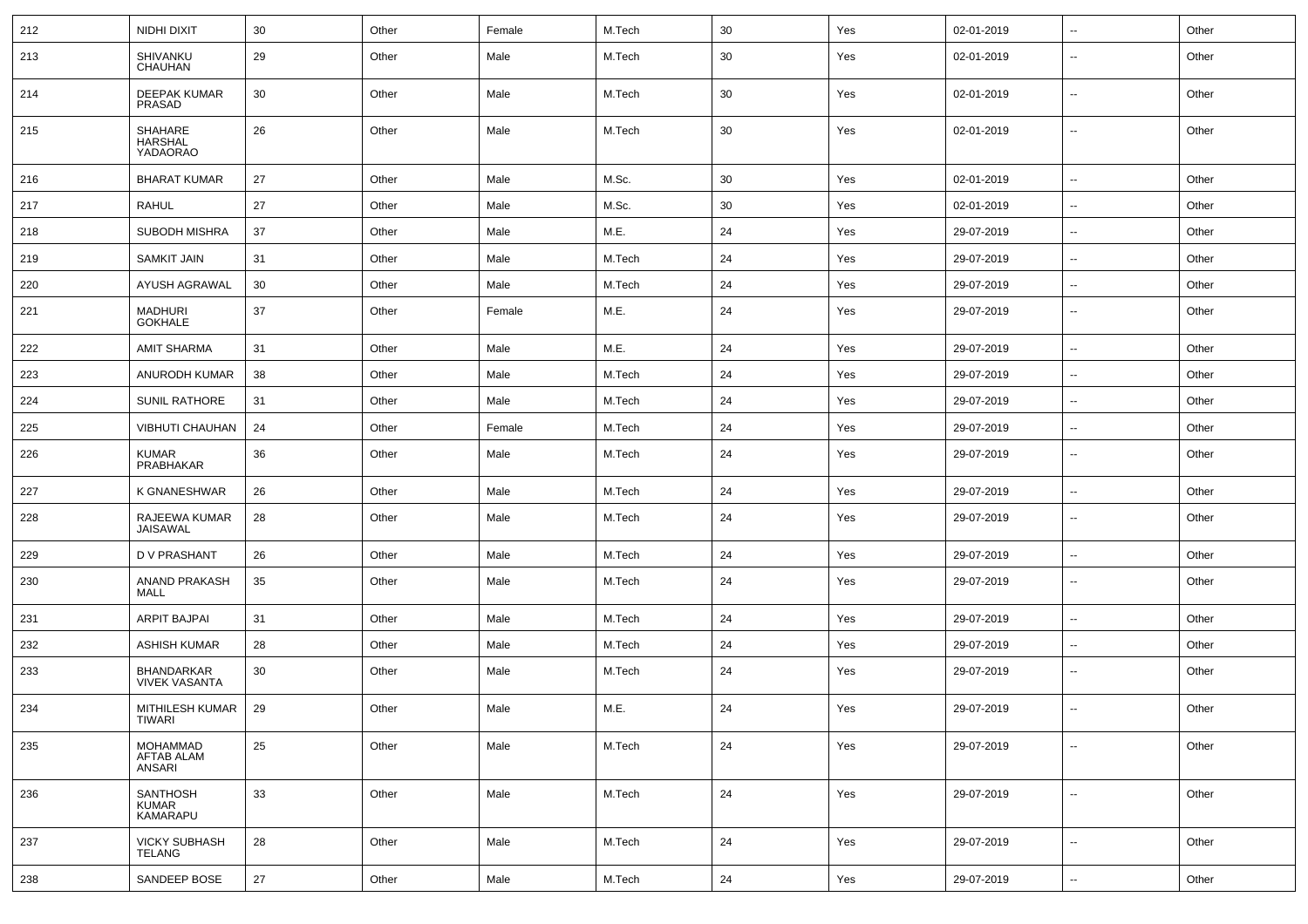| | | | | | | | | | | |
|---|---|---|---|---|---|---|---|---|---|---|
| 212 | NIDHI DIXIT | 30 | Other | Female | M.Tech | 30 | Yes | 02-01-2019 | -- | Other |
| 213 | SHIVANKU CHAUHAN | 29 | Other | Male | M.Tech | 30 | Yes | 02-01-2019 | -- | Other |
| 214 | DEEPAK KUMAR PRASAD | 30 | Other | Male | M.Tech | 30 | Yes | 02-01-2019 | -- | Other |
| 215 | SHAHARE HARSHAL YADAORAO | 26 | Other | Male | M.Tech | 30 | Yes | 02-01-2019 | -- | Other |
| 216 | BHARAT KUMAR | 27 | Other | Male | M.Sc. | 30 | Yes | 02-01-2019 | -- | Other |
| 217 | RAHUL | 27 | Other | Male | M.Sc. | 30 | Yes | 02-01-2019 | -- | Other |
| 218 | SUBODH MISHRA | 37 | Other | Male | M.E. | 24 | Yes | 29-07-2019 | -- | Other |
| 219 | SAMKIT JAIN | 31 | Other | Male | M.Tech | 24 | Yes | 29-07-2019 | -- | Other |
| 220 | AYUSH AGRAWAL | 30 | Other | Male | M.Tech | 24 | Yes | 29-07-2019 | -- | Other |
| 221 | MADHURI GOKHALE | 37 | Other | Female | M.E. | 24 | Yes | 29-07-2019 | -- | Other |
| 222 | AMIT SHARMA | 31 | Other | Male | M.E. | 24 | Yes | 29-07-2019 | -- | Other |
| 223 | ANURODH KUMAR | 38 | Other | Male | M.Tech | 24 | Yes | 29-07-2019 | -- | Other |
| 224 | SUNIL RATHORE | 31 | Other | Male | M.Tech | 24 | Yes | 29-07-2019 | -- | Other |
| 225 | VIBHUTI CHAUHAN | 24 | Other | Female | M.Tech | 24 | Yes | 29-07-2019 | -- | Other |
| 226 | KUMAR PRABHAKAR | 36 | Other | Male | M.Tech | 24 | Yes | 29-07-2019 | -- | Other |
| 227 | K GNANESHWAR | 26 | Other | Male | M.Tech | 24 | Yes | 29-07-2019 | -- | Other |
| 228 | RAJEEWA KUMAR JAISAWAL | 28 | Other | Male | M.Tech | 24 | Yes | 29-07-2019 | -- | Other |
| 229 | D V PRASHANT | 26 | Other | Male | M.Tech | 24 | Yes | 29-07-2019 | -- | Other |
| 230 | ANAND PRAKASH MALL | 35 | Other | Male | M.Tech | 24 | Yes | 29-07-2019 | -- | Other |
| 231 | ARPIT BAJPAI | 31 | Other | Male | M.Tech | 24 | Yes | 29-07-2019 | -- | Other |
| 232 | ASHISH KUMAR | 28 | Other | Male | M.Tech | 24 | Yes | 29-07-2019 | -- | Other |
| 233 | BHANDARKAR VIVEK VASANTA | 30 | Other | Male | M.Tech | 24 | Yes | 29-07-2019 | -- | Other |
| 234 | MITHILESH KUMAR TIWARI | 29 | Other | Male | M.E. | 24 | Yes | 29-07-2019 | -- | Other |
| 235 | MOHAMMAD AFTAB ALAM ANSARI | 25 | Other | Male | M.Tech | 24 | Yes | 29-07-2019 | -- | Other |
| 236 | SANTHOSH KUMAR KAMARAPU | 33 | Other | Male | M.Tech | 24 | Yes | 29-07-2019 | -- | Other |
| 237 | VICKY SUBHASH TELANG | 28 | Other | Male | M.Tech | 24 | Yes | 29-07-2019 | -- | Other |
| 238 | SANDEEP BOSE | 27 | Other | Male | M.Tech | 24 | Yes | 29-07-2019 | -- | Other |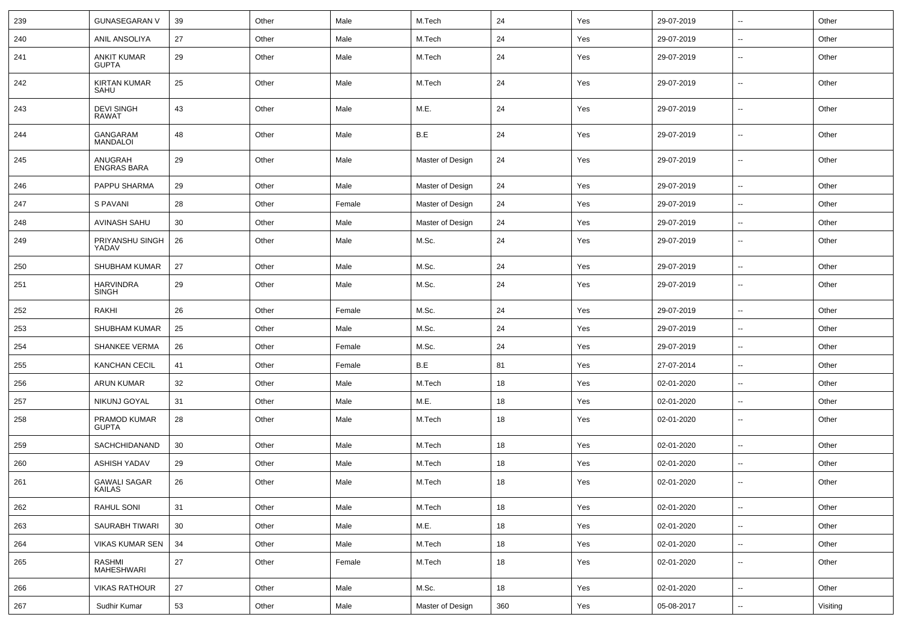| 239 | GUNASEGARAN V | 39 | Other | Male | M.Tech | 24 | Yes | 29-07-2019 | -- | Other |
|---|---|---|---|---|---|---|---|---|---|---|
| 240 | ANIL ANSOLIYA | 27 | Other | Male | M.Tech | 24 | Yes | 29-07-2019 | -- | Other |
| 241 | ANKIT KUMAR GUPTA | 29 | Other | Male | M.Tech | 24 | Yes | 29-07-2019 | -- | Other |
| 242 | KIRTAN KUMAR SAHU | 25 | Other | Male | M.Tech | 24 | Yes | 29-07-2019 | -- | Other |
| 243 | DEVI SINGH RAWAT | 43 | Other | Male | M.E. | 24 | Yes | 29-07-2019 | -- | Other |
| 244 | GANGARAM MANDALOI | 48 | Other | Male | B.E | 24 | Yes | 29-07-2019 | -- | Other |
| 245 | ANUGRAH ENGRAS BARA | 29 | Other | Male | Master of Design | 24 | Yes | 29-07-2019 | -- | Other |
| 246 | PAPPU SHARMA | 29 | Other | Male | Master of Design | 24 | Yes | 29-07-2019 | -- | Other |
| 247 | S PAVANI | 28 | Other | Female | Master of Design | 24 | Yes | 29-07-2019 | -- | Other |
| 248 | AVINASH SAHU | 30 | Other | Male | Master of Design | 24 | Yes | 29-07-2019 | -- | Other |
| 249 | PRIYANSHU SINGH YADAV | 26 | Other | Male | M.Sc. | 24 | Yes | 29-07-2019 | -- | Other |
| 250 | SHUBHAM KUMAR | 27 | Other | Male | M.Sc. | 24 | Yes | 29-07-2019 | -- | Other |
| 251 | HARVINDRA SINGH | 29 | Other | Male | M.Sc. | 24 | Yes | 29-07-2019 | -- | Other |
| 252 | RAKHI | 26 | Other | Female | M.Sc. | 24 | Yes | 29-07-2019 | -- | Other |
| 253 | SHUBHAM KUMAR | 25 | Other | Male | M.Sc. | 24 | Yes | 29-07-2019 | -- | Other |
| 254 | SHANKEE VERMA | 26 | Other | Female | M.Sc. | 24 | Yes | 29-07-2019 | -- | Other |
| 255 | KANCHAN CECIL | 41 | Other | Female | B.E | 81 | Yes | 27-07-2014 | -- | Other |
| 256 | ARUN KUMAR | 32 | Other | Male | M.Tech | 18 | Yes | 02-01-2020 | -- | Other |
| 257 | NIKUNJ GOYAL | 31 | Other | Male | M.E. | 18 | Yes | 02-01-2020 | -- | Other |
| 258 | PRAMOD KUMAR GUPTA | 28 | Other | Male | M.Tech | 18 | Yes | 02-01-2020 | -- | Other |
| 259 | SACHCHIDANAND | 30 | Other | Male | M.Tech | 18 | Yes | 02-01-2020 | -- | Other |
| 260 | ASHISH YADAV | 29 | Other | Male | M.Tech | 18 | Yes | 02-01-2020 | -- | Other |
| 261 | GAWALI SAGAR KAILAS | 26 | Other | Male | M.Tech | 18 | Yes | 02-01-2020 | -- | Other |
| 262 | RAHUL SONI | 31 | Other | Male | M.Tech | 18 | Yes | 02-01-2020 | -- | Other |
| 263 | SAURABH TIWARI | 30 | Other | Male | M.E. | 18 | Yes | 02-01-2020 | -- | Other |
| 264 | VIKAS KUMAR SEN | 34 | Other | Male | M.Tech | 18 | Yes | 02-01-2020 | -- | Other |
| 265 | RASHMI MAHESHWARI | 27 | Other | Female | M.Tech | 18 | Yes | 02-01-2020 | -- | Other |
| 266 | VIKAS RATHOUR | 27 | Other | Male | M.Sc. | 18 | Yes | 02-01-2020 | -- | Other |
| 267 | Sudhir Kumar | 53 | Other | Male | Master of Design | 360 | Yes | 05-08-2017 | -- | Visiting |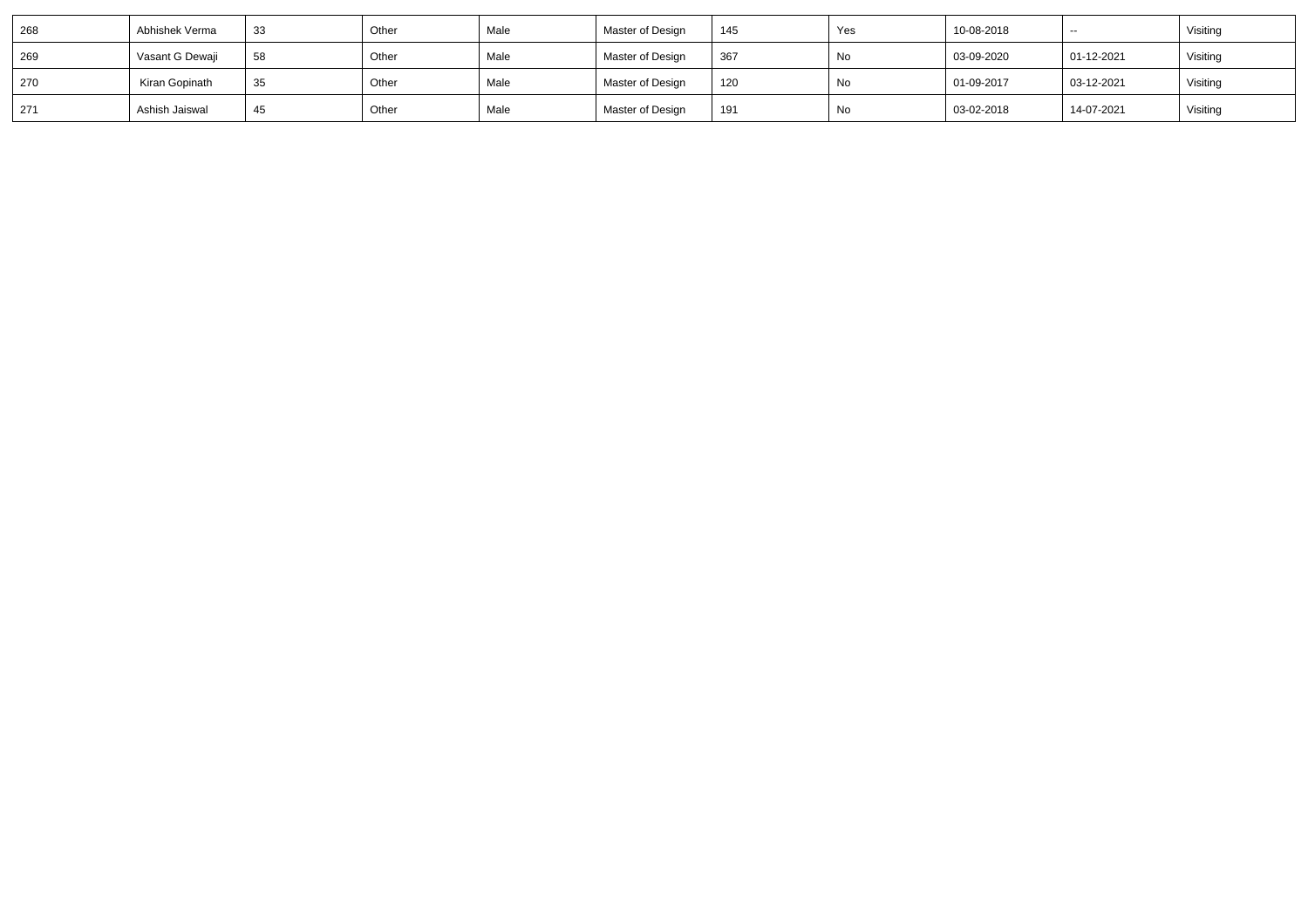| | | | | | | | | | | |
|---|---|---|---|---|---|---|---|---|---|---|
| 268 | Abhishek Verma | 33 | Other | Male | Master of Design | 145 | Yes | 10-08-2018 | -- | Visiting |
| 269 | Vasant G Dewaji | 58 | Other | Male | Master of Design | 367 | No | 03-09-2020 | 01-12-2021 | Visiting |
| 270 | Kiran Gopinath | 35 | Other | Male | Master of Design | 120 | No | 01-09-2017 | 03-12-2021 | Visiting |
| 271 | Ashish Jaiswal | 45 | Other | Male | Master of Design | 191 | No | 03-02-2018 | 14-07-2021 | Visiting |